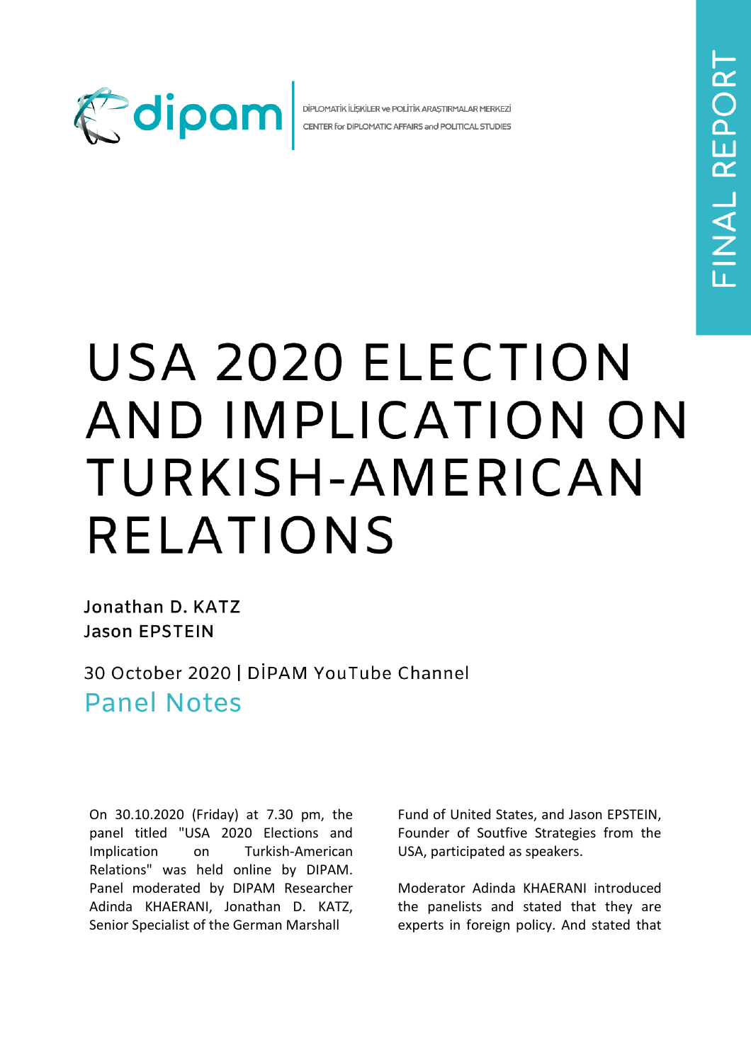dipam

DİPLOMATİK İLİŞKİLER ve POLİTİK ARAŞTIRMALAR MERKEZİ
CENTER for DIPLOMATIC AFFAIRS and POLITICAL STUDIES

FINAL REPORT

# USA 2020 ELECTION AND IMPLICATION ON TURKISH-AMERICAN RELATIONS

**Jonathan D. KATZ**
**Jason EPSTEIN**

30 October 2020 | DİPAM YouTube Channel

## Panel Notes

On 30.10.2020 (Friday) at 7.30 pm, the panel titled "USA 2020 Elections and Implication on Turkish-American Relations" was held online by DIPAM. Panel moderated by DIPAM Researcher Adinda KHAERANI, Jonathan D. KATZ, Senior Specialist of the German Marshall Fund of United States, and Jason EPSTEIN, Founder of Soutfive Strategies from the USA, participated as speakers.

Moderator Adinda KHAERANI introduced the panelists and stated that they are experts in foreign policy. And stated that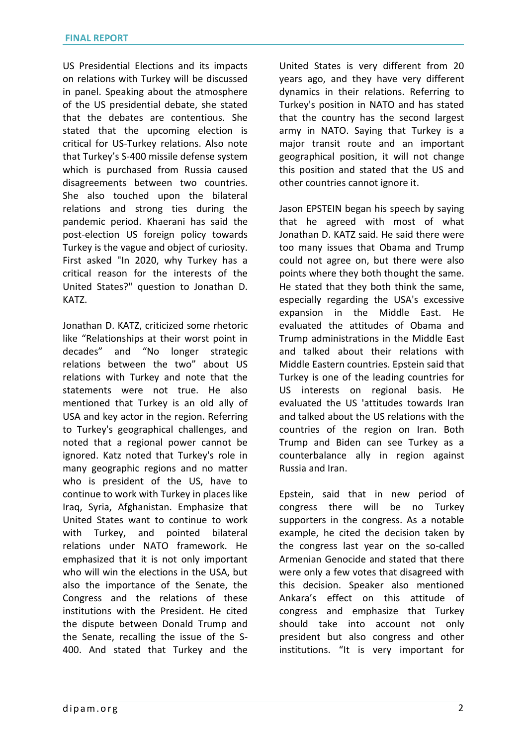US Presidential Elections and its impacts on relations with Turkey will be discussed in panel. Speaking about the atmosphere of the US presidential debate, she stated that the debates are contentious. She stated that the upcoming election is critical for US-Turkey relations. Also note that Turkey's S-400 missile defense system which is purchased from Russia caused disagreements between two countries. She also touched upon the bilateral relations and strong ties during the pandemic period. Khaerani has said the post-election US foreign policy towards Turkey is the vague and object of curiosity. First asked "In 2020, why Turkey has a critical reason for the interests of the United States?" question to Jonathan D. KATZ.

Jonathan D. KATZ, criticized some rhetoric like "Relationships at their worst point in decades" and "No longer strategic relations between the two" about US relations with Turkey and note that the statements were not true. He also mentioned that Turkey is an old ally of USA and key actor in the region. Referring to Turkey's geographical challenges, and noted that a regional power cannot be ignored. Katz noted that Turkey's role in many geographic regions and no matter who is president of the US, have to continue to work with Turkey in places like Iraq, Syria, Afghanistan. Emphasize that United States want to continue to work with Turkey, and pointed bilateral relations under NATO framework. He emphasized that it is not only important who will win the elections in the USA, but also the importance of the Senate, the Congress and the relations of these institutions with the President. He cited the dispute between Donald Trump and the Senate, recalling the issue of the S-400. And stated that Turkey and the United States is very different from 20 years ago, and they have very different dynamics in their relations. Referring to Turkey's position in NATO and has stated that the country has the second largest army in NATO. Saying that Turkey is a major transit route and an important geographical position, it will not change this position and stated that the US and other countries cannot ignore it.

Jason EPSTEIN began his speech by saying that he agreed with most of what Jonathan D. KATZ said. He said there were too many issues that Obama and Trump could not agree on, but there were also points where they both thought the same. He stated that they both think the same, especially regarding the USA's excessive expansion in the Middle East. He evaluated the attitudes of Obama and Trump administrations in the Middle East and talked about their relations with Middle Eastern countries. Epstein said that Turkey is one of the leading countries for US interests on regional basis. He evaluated the US 'attitudes towards Iran and talked about the US relations with the countries of the region on Iran. Both Trump and Biden can see Turkey as a counterbalance ally in region against Russia and Iran.

Epstein, said that in new period of congress there will be no Turkey supporters in the congress. As a notable example, he cited the decision taken by the congress last year on the so-called Armenian Genocide and stated that there were only a few votes that disagreed with this decision. Speaker also mentioned Ankara's effect on this attitude of congress and emphasize that Turkey should take into account not only president but also congress and other institutions. "It is very important for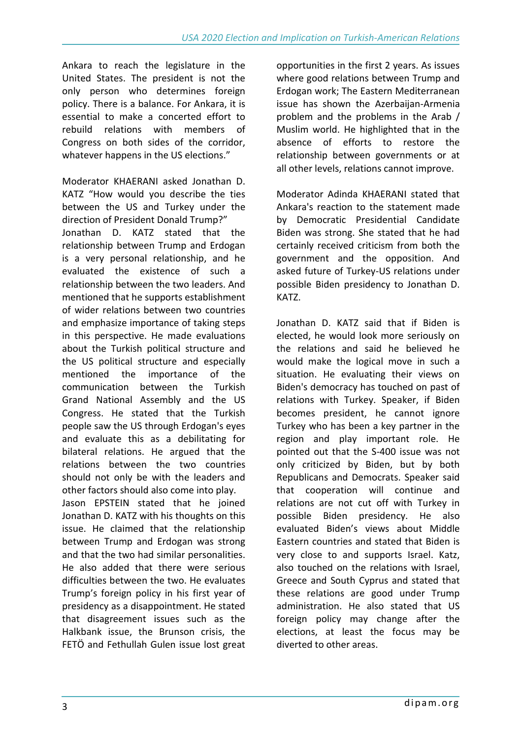Ankara to reach the legislature in the United States. The president is not the only person who determines foreign policy. There is a balance. For Ankara, it is essential to make a concerted effort to rebuild relations with members of Congress on both sides of the corridor, whatever happens in the US elections."

Moderator KHAERANI asked Jonathan D. KATZ "How would you describe the ties between the US and Turkey under the direction of President Donald Trump?"

Jonathan D. KATZ stated that the relationship between Trump and Erdogan is a very personal relationship, and he evaluated the existence of such a relationship between the two leaders. And mentioned that he supports establishment of wider relations between two countries and emphasize importance of taking steps in this perspective. He made evaluations about the Turkish political structure and the US political structure and especially mentioned the importance of the communication between the Turkish Grand National Assembly and the US Congress. He stated that the Turkish people saw the US through Erdogan's eyes and evaluate this as a debilitating for bilateral relations. He argued that the relations between the two countries should not only be with the leaders and other factors should also come into play.

Jason EPSTEIN stated that he joined Jonathan D. KATZ with his thoughts on this issue. He claimed that the relationship between Trump and Erdogan was strong and that the two had similar personalities. He also added that there were serious difficulties between the two. He evaluates Trump's foreign policy in his first year of presidency as a disappointment. He stated that disagreement issues such as the Halkbank issue, the Brunson crisis, the FETÖ and Fethullah Gulen issue lost great opportunities in the first 2 years. As issues where good relations between Trump and Erdogan work; The Eastern Mediterranean issue has shown the Azerbaijan-Armenia problem and the problems in the Arab / Muslim world. He highlighted that in the absence of efforts to restore the relationship between governments or at all other levels, relations cannot improve.

Moderator Adinda KHAERANI stated that Ankara's reaction to the statement made by Democratic Presidential Candidate Biden was strong. She stated that he had certainly received criticism from both the government and the opposition. And asked future of Turkey-US relations under possible Biden presidency to Jonathan D. KATZ.

Jonathan D. KATZ said that if Biden is elected, he would look more seriously on the relations and said he believed he would make the logical move in such a situation. He evaluating their views on Biden's democracy has touched on past of relations with Turkey. Speaker, if Biden becomes president, he cannot ignore Turkey who has been a key partner in the region and play important role. He pointed out that the S-400 issue was not only criticized by Biden, but by both Republicans and Democrats. Speaker said that cooperation will continue and relations are not cut off with Turkey in possible Biden presidency. He also evaluated Biden's views about Middle Eastern countries and stated that Biden is very close to and supports Israel. Katz, also touched on the relations with Israel, Greece and South Cyprus and stated that these relations are good under Trump administration. He also stated that US foreign policy may change after the elections, at least the focus may be diverted to other areas.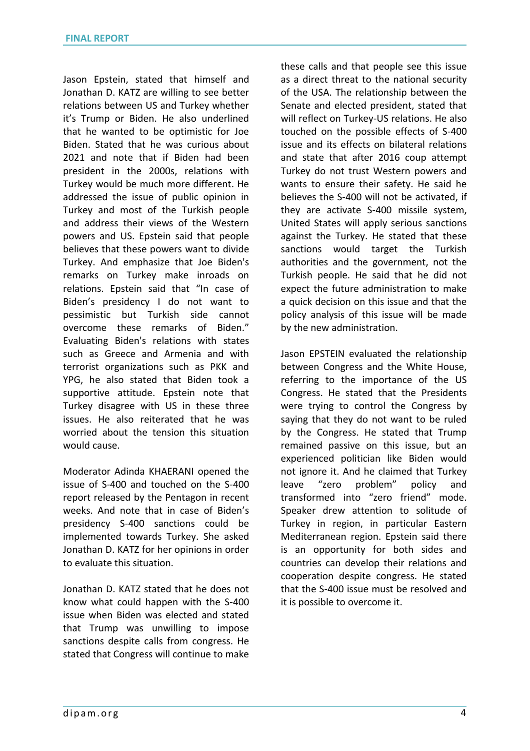Jason Epstein, stated that himself and Jonathan D. KATZ are willing to see better relations between US and Turkey whether it's Trump or Biden. He also underlined that he wanted to be optimistic for Joe Biden. Stated that he was curious about 2021 and note that if Biden had been president in the 2000s, relations with Turkey would be much more different. He addressed the issue of public opinion in Turkey and most of the Turkish people and address their views of the Western powers and US. Epstein said that people believes that these powers want to divide Turkey. And emphasize that Joe Biden's remarks on Turkey make inroads on relations. Epstein said that "In case of Biden's presidency I do not want to pessimistic but Turkish side cannot overcome these remarks of Biden." Evaluating Biden's relations with states such as Greece and Armenia and with terrorist organizations such as PKK and YPG, he also stated that Biden took a supportive attitude. Epstein note that Turkey disagree with US in these three issues. He also reiterated that he was worried about the tension this situation would cause.

Moderator Adinda KHAERANI opened the issue of S-400 and touched on the S-400 report released by the Pentagon in recent weeks. And note that in case of Biden's presidency S-400 sanctions could be implemented towards Turkey. She asked Jonathan D. KATZ for her opinions in order to evaluate this situation.

Jonathan D. KATZ stated that he does not know what could happen with the S-400 issue when Biden was elected and stated that Trump was unwilling to impose sanctions despite calls from congress. He stated that Congress will continue to make these calls and that people see this issue as a direct threat to the national security of the USA. The relationship between the Senate and elected president, stated that will reflect on Turkey-US relations. He also touched on the possible effects of S-400 issue and its effects on bilateral relations and state that after 2016 coup attempt Turkey do not trust Western powers and wants to ensure their safety. He said he believes the S-400 will not be activated, if they are activate S-400 missile system, United States will apply serious sanctions against the Turkey. He stated that these sanctions would target the Turkish authorities and the government, not the Turkish people. He said that he did not expect the future administration to make a quick decision on this issue and that the policy analysis of this issue will be made by the new administration.

Jason EPSTEIN evaluated the relationship between Congress and the White House, referring to the importance of the US Congress. He stated that the Presidents were trying to control the Congress by saying that they do not want to be ruled by the Congress. He stated that Trump remained passive on this issue, but an experienced politician like Biden would not ignore it. And he claimed that Turkey leave "zero problem" policy and transformed into "zero friend" mode. Speaker drew attention to solitude of Turkey in region, in particular Eastern Mediterranean region. Epstein said there is an opportunity for both sides and countries can develop their relations and cooperation despite congress. He stated that the S-400 issue must be resolved and it is possible to overcome it.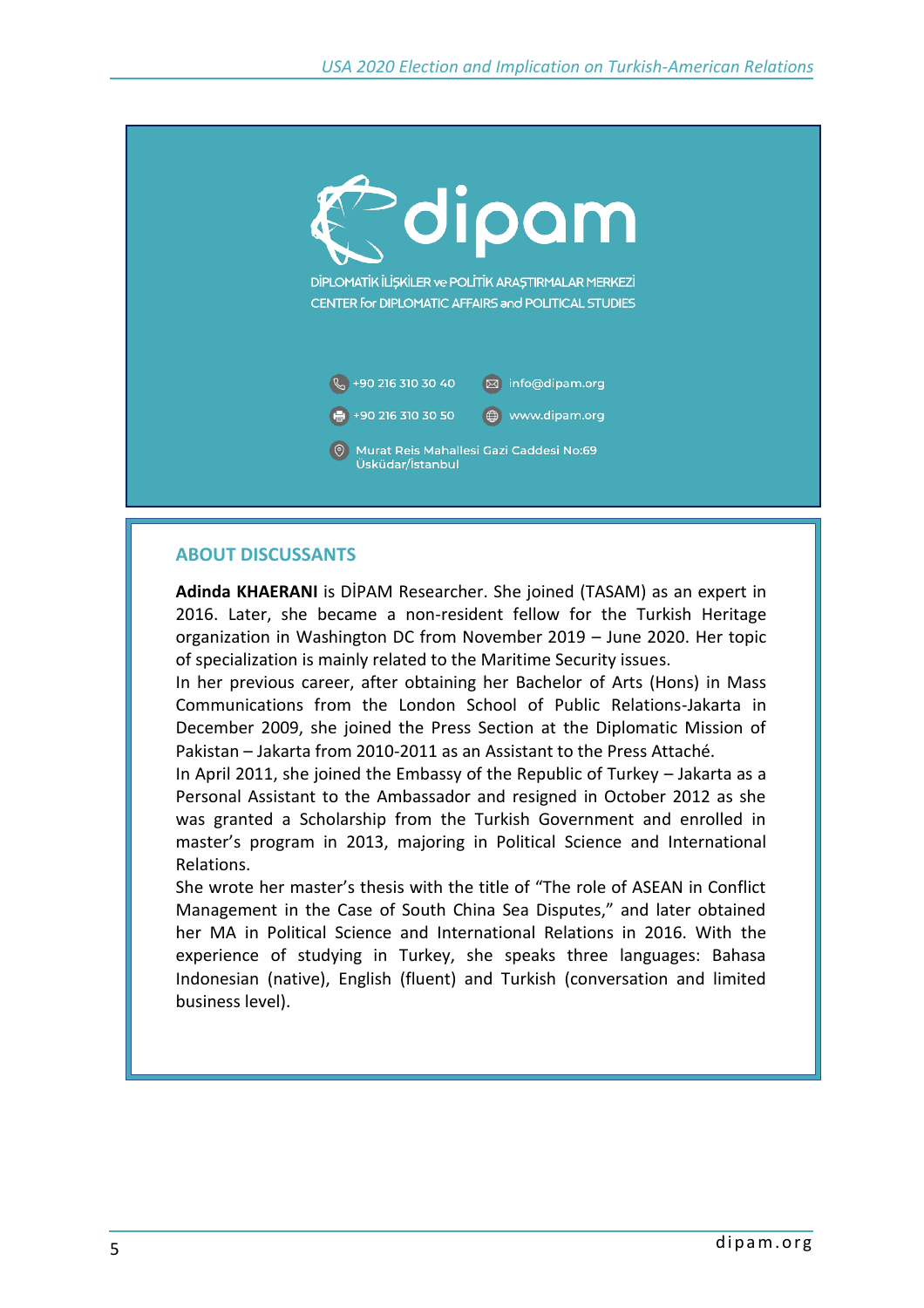dipam

DİPLOMATİK İLİŞKİLER ve POLİTİK ARAŞTIRMALAR MERKEZİ
CENTER for DIPLOMATIC AFFAIRS and POLITICAL STUDIES

+90 216 310 30 40
info@dipam.org
+90 216 310 30 50
www.dipam.org
Murat Reis Mahallesi Gazi Caddesi No:69
Üsküdar/İstanbul

## ABOUT DISCUSSANTS

**Adinda KHAERANI** is DİPAM Researcher. She joined (TASAM) as an expert in 2016. Later, she became a non-resident fellow for the Turkish Heritage organization in Washington DC from November 2019 – June 2020. Her topic of specialization is mainly related to the Maritime Security issues.

In her previous career, after obtaining her Bachelor of Arts (Hons) in Mass Communications from the London School of Public Relations-Jakarta in December 2009, she joined the Press Section at the Diplomatic Mission of Pakistan – Jakarta from 2010-2011 as an Assistant to the Press Attaché.

In April 2011, she joined the Embassy of the Republic of Turkey – Jakarta as a Personal Assistant to the Ambassador and resigned in October 2012 as she was granted a Scholarship from the Turkish Government and enrolled in master's program in 2013, majoring in Political Science and International Relations.

She wrote her master's thesis with the title of "The role of ASEAN in Conflict Management in the Case of South China Sea Disputes," and later obtained her MA in Political Science and International Relations in 2016. With the experience of studying in Turkey, she speaks three languages: Bahasa Indonesian (native), English (fluent) and Turkish (conversation and limited business level).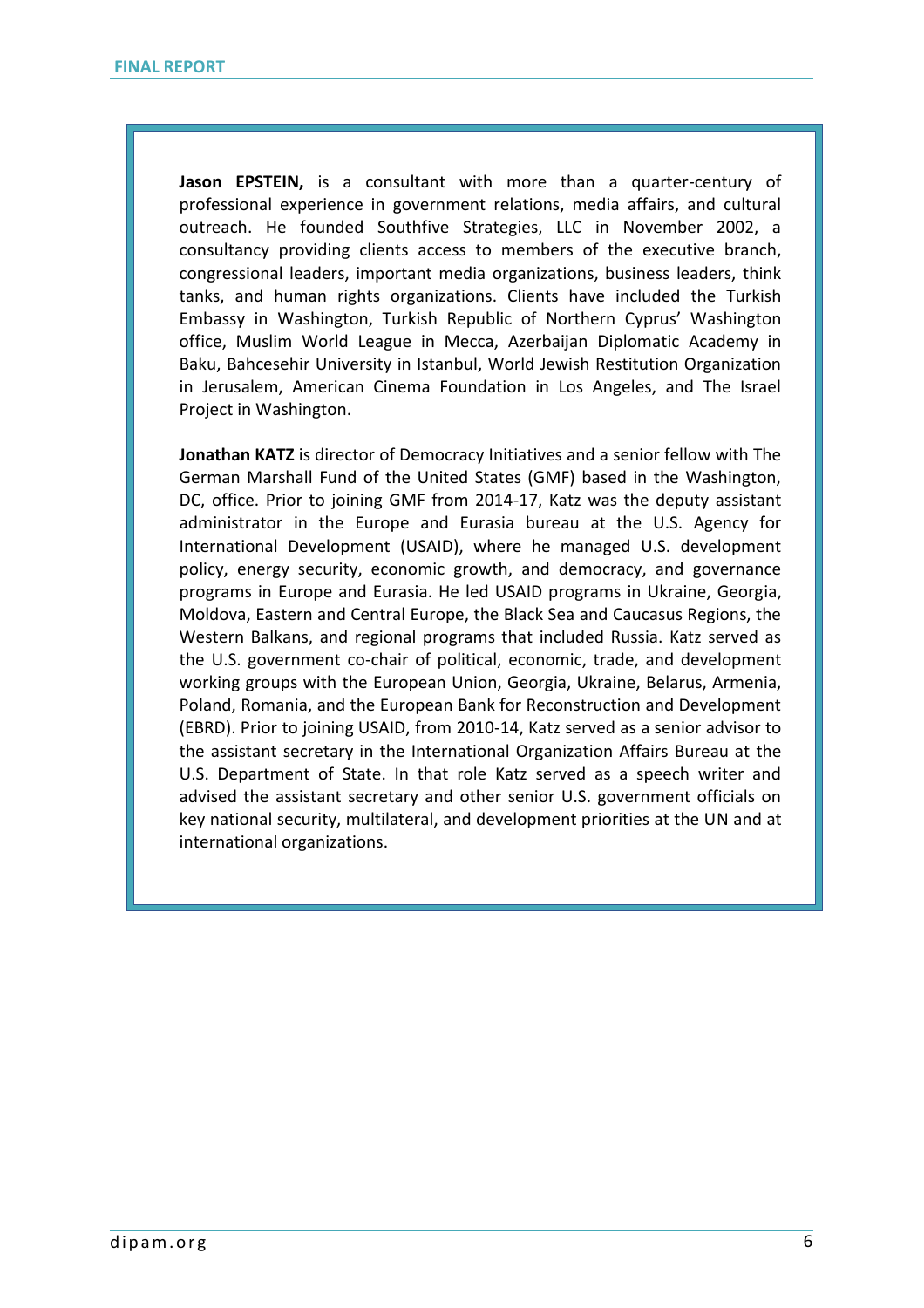**Jason EPSTEIN,** is a consultant with more than a quarter-century of professional experience in government relations, media affairs, and cultural outreach. He founded Southfive Strategies, LLC in November 2002, a consultancy providing clients access to members of the executive branch, congressional leaders, important media organizations, business leaders, think tanks, and human rights organizations. Clients have included the Turkish Embassy in Washington, Turkish Republic of Northern Cyprus' Washington office, Muslim World League in Mecca, Azerbaijan Diplomatic Academy in Baku, Bahcesehir University in Istanbul, World Jewish Restitution Organization in Jerusalem, American Cinema Foundation in Los Angeles, and The Israel Project in Washington.

**Jonathan KATZ** is director of Democracy Initiatives and a senior fellow with The German Marshall Fund of the United States (GMF) based in the Washington, DC, office. Prior to joining GMF from 2014-17, Katz was the deputy assistant administrator in the Europe and Eurasia bureau at the U.S. Agency for International Development (USAID), where he managed U.S. development policy, energy security, economic growth, and democracy, and governance programs in Europe and Eurasia. He led USAID programs in Ukraine, Georgia, Moldova, Eastern and Central Europe, the Black Sea and Caucasus Regions, the Western Balkans, and regional programs that included Russia. Katz served as the U.S. government co-chair of political, economic, trade, and development working groups with the European Union, Georgia, Ukraine, Belarus, Armenia, Poland, Romania, and the European Bank for Reconstruction and Development (EBRD). Prior to joining USAID, from 2010-14, Katz served as a senior advisor to the assistant secretary in the International Organization Affairs Bureau at the U.S. Department of State. In that role Katz served as a speech writer and advised the assistant secretary and other senior U.S. government officials on key national security, multilateral, and development priorities at the UN and at international organizations.